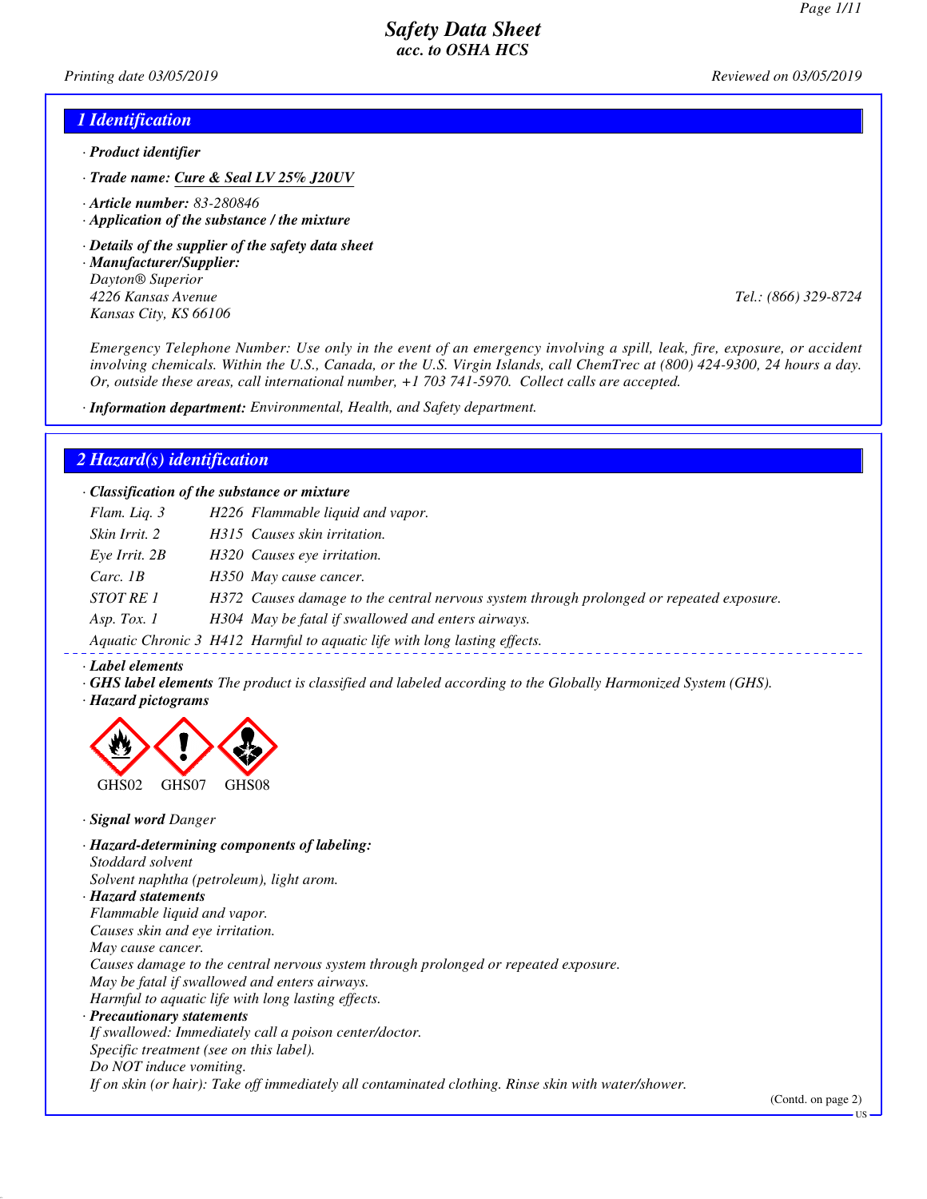# Safety Data Sheet
## acc. to OSHA HCS

*Printing date 03/05/2019* *Reviewed on 03/05/2019*

## 1 Identification

· **Product identifier**

· **Trade name:** Cure & Seal LV 25% J20UV

· **Article number:** 83-280846

· **Application of the substance / the mixture**

· **Details of the supplier of the safety data sheet**

· **Manufacturer/Supplier:**
Dayton® Superior
4226 Kansas Avenue
Kansas City, KS 66106
Tel.: (866) 329-8724

Emergency Telephone Number: Use only in the event of an emergency involving a spill, leak, fire, exposure, or accident involving chemicals. Within the U.S., Canada, or the U.S. Virgin Islands, call ChemTrec at (800) 424-9300, 24 hours a day. Or, outside these areas, call international number, +1 703 741-5970. Collect calls are accepted.

· **Information department:** Environmental, Health, and Safety department.

## 2 Hazard(s) identification

· **Classification of the substance or mixture**

| | | |
|---|---|---|
| Flam. Liq. 3 | H226 | Flammable liquid and vapor. |
| Skin Irrit. 2 | H315 | Causes skin irritation. |
| Eye Irrit. 2B | H320 | Causes eye irritation. |
| Carc. 1B | H350 | May cause cancer. |
| STOT RE 1 | H372 | Causes damage to the central nervous system through prolonged or repeated exposure. |
| Asp. Tox. 1 | H304 | May be fatal if swallowed and enters airways. |
| Aquatic Chronic 3 | H412 | Harmful to aquatic life with long lasting effects. |

· **Label elements**

· **GHS label elements** The product is classified and labeled according to the Globally Harmonized System (GHS).

· **Hazard pictograms**

GHS02 GHS07 GHS08

· **Signal word** Danger

· **Hazard-determining components of labeling:**
Stoddard solvent
Solvent naphtha (petroleum), light arom.

· **Hazard statements**
Flammable liquid and vapor.
Causes skin and eye irritation.
May cause cancer.
Causes damage to the central nervous system through prolonged or repeated exposure.
May be fatal if swallowed and enters airways.
Harmful to aquatic life with long lasting effects.

· **Precautionary statements**
If swallowed: Immediately call a poison center/doctor.
Specific treatment (see on this label).
Do NOT induce vomiting.
If on skin (or hair): Take off immediately all contaminated clothing. Rinse skin with water/shower.

(Contd. on page 2)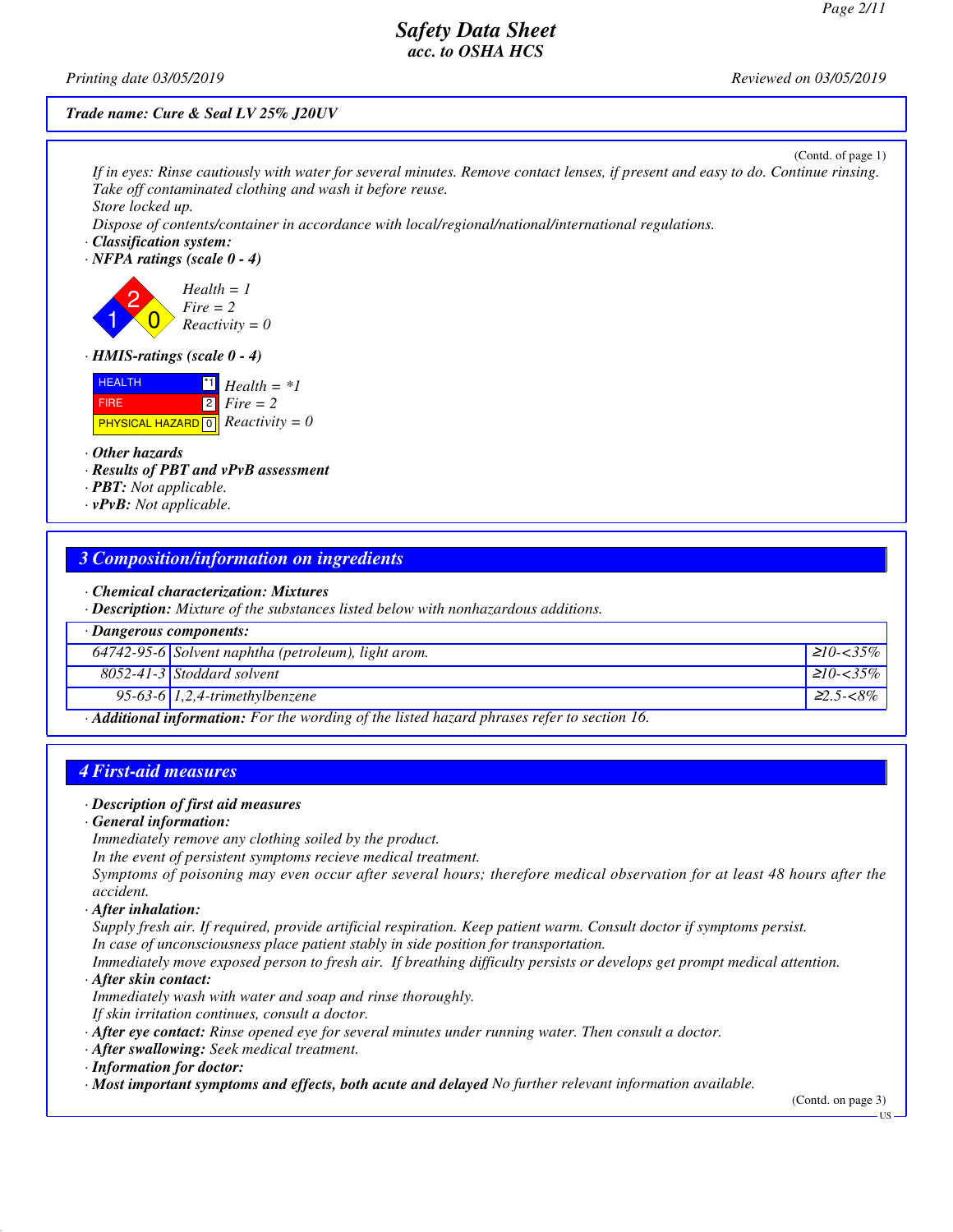Trade name: Cure & Seal LV 25% J20UV

(Contd. of page 1)

*If in eyes: Rinse cautiously with water for several minutes. Remove contact lenses, if present and easy to do. Continue rinsing.*
*Take off contaminated clothing and wash it before reuse.*
*Store locked up.*
*Dispose of contents/container in accordance with local/regional/national/international regulations.*

· **Classification system:**

· **NFPA ratings (scale 0 - 4)**

Health = 1
Fire = 2
Reactivity = 0

· **HMIS-ratings (scale 0 - 4)**

| | | |
|---|---|---|
| HEALTH | *1 | Health = *1 |
| FIRE | 2 | Fire = 2 |
| PHYSICAL HAZARD | 0 | Reactivity = 0 |

· **Other hazards**
· **Results of PBT and vPvB assessment**
· **PBT:** Not applicable.
· **vPvB:** Not applicable.

## 3 Composition/information on ingredients

· **Chemical characterization: Mixtures**
· **Description:** Mixture of the substances listed below with nonhazardous additions.

| · Dangerous components: | | |
|---|---|---|
| 64742-95-6 | Solvent naphtha (petroleum), light arom. | ≥10-<35% |
| 8052-41-3 | Stoddard solvent | ≥10-<35% |
| 95-63-6 | 1,2,4-trimethylbenzene | ≥2.5-<8% |

· **Additional information:** For the wording of the listed hazard phrases refer to section 16.

## 4 First-aid measures

· **Description of first aid measures**
· **General information:**
Immediately remove any clothing soiled by the product.
In the event of persistent symptoms recieve medical treatment.
Symptoms of poisoning may even occur after several hours; therefore medical observation for at least 48 hours after the accident.
· **After inhalation:**
Supply fresh air. If required, provide artificial respiration. Keep patient warm. Consult doctor if symptoms persist.
In case of unconsciousness place patient stably in side position for transportation.
Immediately move exposed person to fresh air. If breathing difficulty persists or develops get prompt medical attention.
· **After skin contact:**
Immediately wash with water and soap and rinse thoroughly.
If skin irritation continues, consult a doctor.
· **After eye contact:** Rinse opened eye for several minutes under running water. Then consult a doctor.
· **After swallowing:** Seek medical treatment.
· **Information for doctor:**
· **Most important symptoms and effects, both acute and delayed** No further relevant information available.

(Contd. on page 3)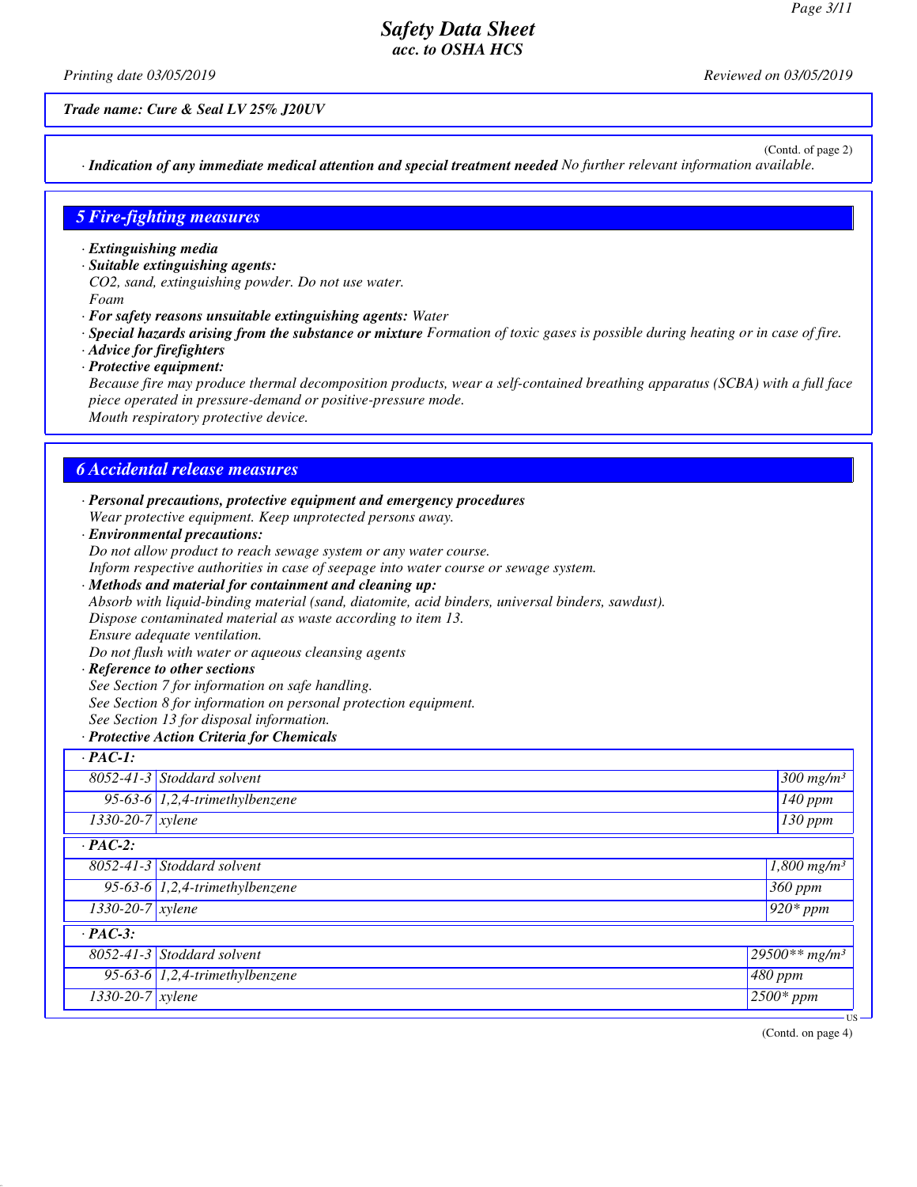*Trade name: Cure & Seal LV 25% J20UV*

(Contd. of page 2)

· **Indication of any immediate medical attention and special treatment needed** No further relevant information available.

## 5 Fire-fighting measures

· **Extinguishing media**
· **Suitable extinguishing agents:**
CO2, sand, extinguishing powder. Do not use water.
Foam
· **For safety reasons unsuitable extinguishing agents:** Water
· **Special hazards arising from the substance or mixture** Formation of toxic gases is possible during heating or in case of fire.
· **Advice for firefighters**
· **Protective equipment:**
Because fire may produce thermal decomposition products, wear a self-contained breathing apparatus (SCBA) with a full face piece operated in pressure-demand or positive-pressure mode.
Mouth respiratory protective device.

## 6 Accidental release measures

· **Personal precautions, protective equipment and emergency procedures**
Wear protective equipment. Keep unprotected persons away.
· **Environmental precautions:**
Do not allow product to reach sewage system or any water course.
Inform respective authorities in case of seepage into water course or sewage system.
· **Methods and material for containment and cleaning up:**
Absorb with liquid-binding material (sand, diatomite, acid binders, universal binders, sawdust).
Dispose contaminated material as waste according to item 13.
Ensure adequate ventilation.
Do not flush with water or aqueous cleansing agents
· **Reference to other sections**
See Section 7 for information on safe handling.
See Section 8 for information on personal protection equipment.
See Section 13 for disposal information.
· **Protective Action Criteria for Chemicals**

| · **PAC-1:** | | |
|---|---|---|
| 8052-41-3 | Stoddard solvent | 300 mg/m³ |
| 95-63-6 | 1,2,4-trimethylbenzene | 140 ppm |
| 1330-20-7 | xylene | 130 ppm |
| · **PAC-2:** | | |
| 8052-41-3 | Stoddard solvent | 1,800 mg/m³ |
| 95-63-6 | 1,2,4-trimethylbenzene | 360 ppm |
| 1330-20-7 | xylene | 920* ppm |
| · **PAC-3:** | | |
| 8052-41-3 | Stoddard solvent | 29500** mg/m³ |
| 95-63-6 | 1,2,4-trimethylbenzene | 480 ppm |
| 1330-20-7 | xylene | 2500* ppm |

(Contd. on page 4)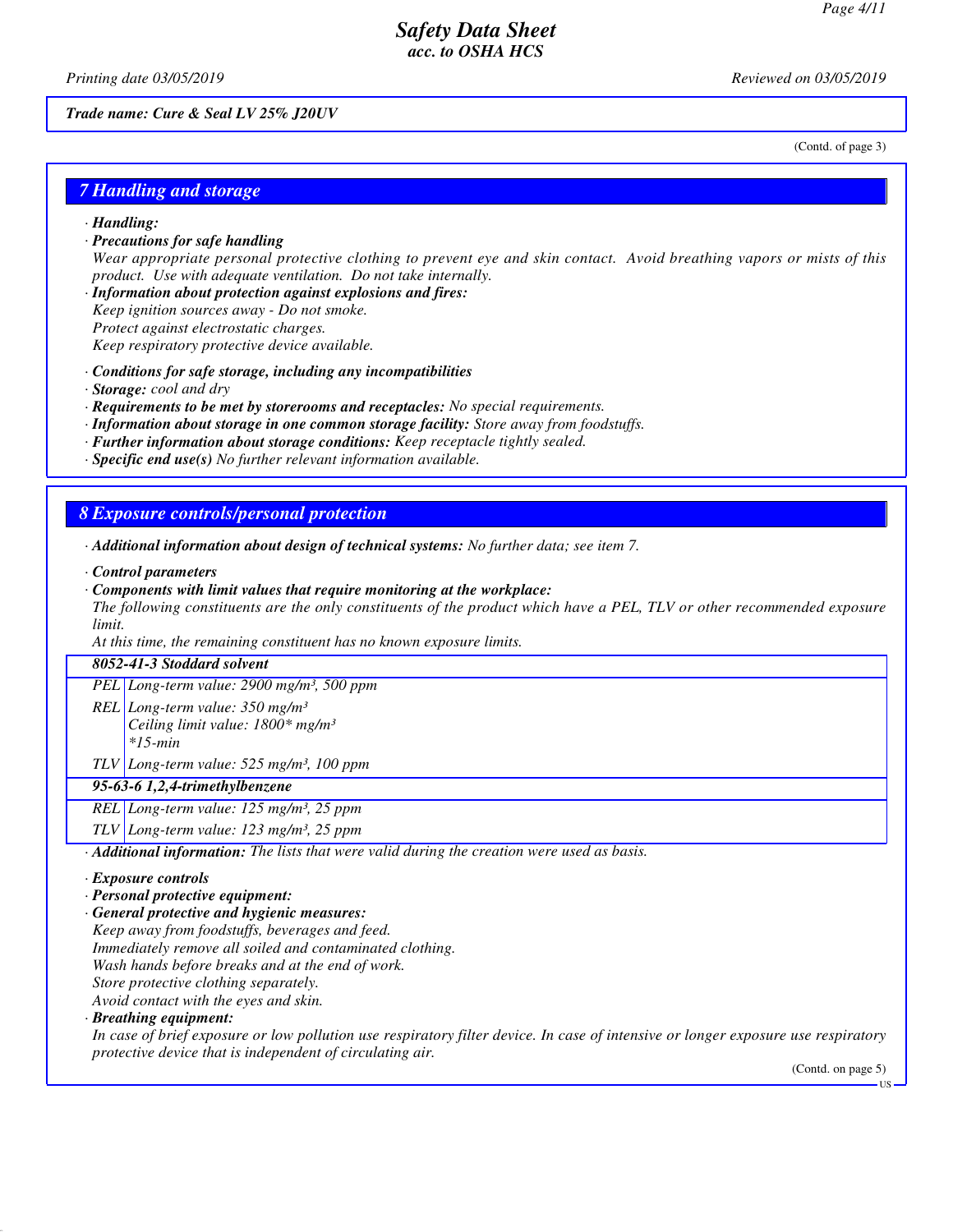*Trade name: Cure & Seal LV 25% J20UV*

(Contd. of page 3)

## 7 Handling and storage

· **Handling:**

· **Precautions for safe handling**
Wear appropriate personal protective clothing to prevent eye and skin contact. Avoid breathing vapors or mists of this product. Use with adequate ventilation. Do not take internally.

· **Information about protection against explosions and fires:**
Keep ignition sources away - Do not smoke.
Protect against electrostatic charges.
Keep respiratory protective device available.

· **Conditions for safe storage, including any incompatibilities**
· **Storage:** cool and dry
· **Requirements to be met by storerooms and receptacles:** No special requirements.
· **Information about storage in one common storage facility:** Store away from foodstuffs.
· **Further information about storage conditions:** Keep receptacle tightly sealed.
· **Specific end use(s)** No further relevant information available.

## 8 Exposure controls/personal protection

· **Additional information about design of technical systems:** No further data; see item 7.

· **Control parameters**
· **Components with limit values that require monitoring at the workplace:**
The following constituents are the only constituents of the product which have a PEL, TLV or other recommended exposure limit.
At this time, the remaining constituent has no known exposure limits.

| **8052-41-3 Stoddard solvent** | |
|---|---|
| PEL | Long-term value: 2900 mg/m³, 500 ppm |
| REL | Long-term value: 350 mg/m³<br>Ceiling limit value: 1800* mg/m³<br>*15-min |
| TLV | Long-term value: 525 mg/m³, 100 ppm |
| **95-63-6 1,2,4-trimethylbenzene** | |
| REL | Long-term value: 125 mg/m³, 25 ppm |
| TLV | Long-term value: 123 mg/m³, 25 ppm |

· **Additional information:** The lists that were valid during the creation were used as basis.

· **Exposure controls**
· **Personal protective equipment:**
· **General protective and hygienic measures:**
Keep away from foodstuffs, beverages and feed.
Immediately remove all soiled and contaminated clothing.
Wash hands before breaks and at the end of work.
Store protective clothing separately.
Avoid contact with the eyes and skin.

· **Breathing equipment:**
In case of brief exposure or low pollution use respiratory filter device. In case of intensive or longer exposure use respiratory protective device that is independent of circulating air.

(Contd. on page 5)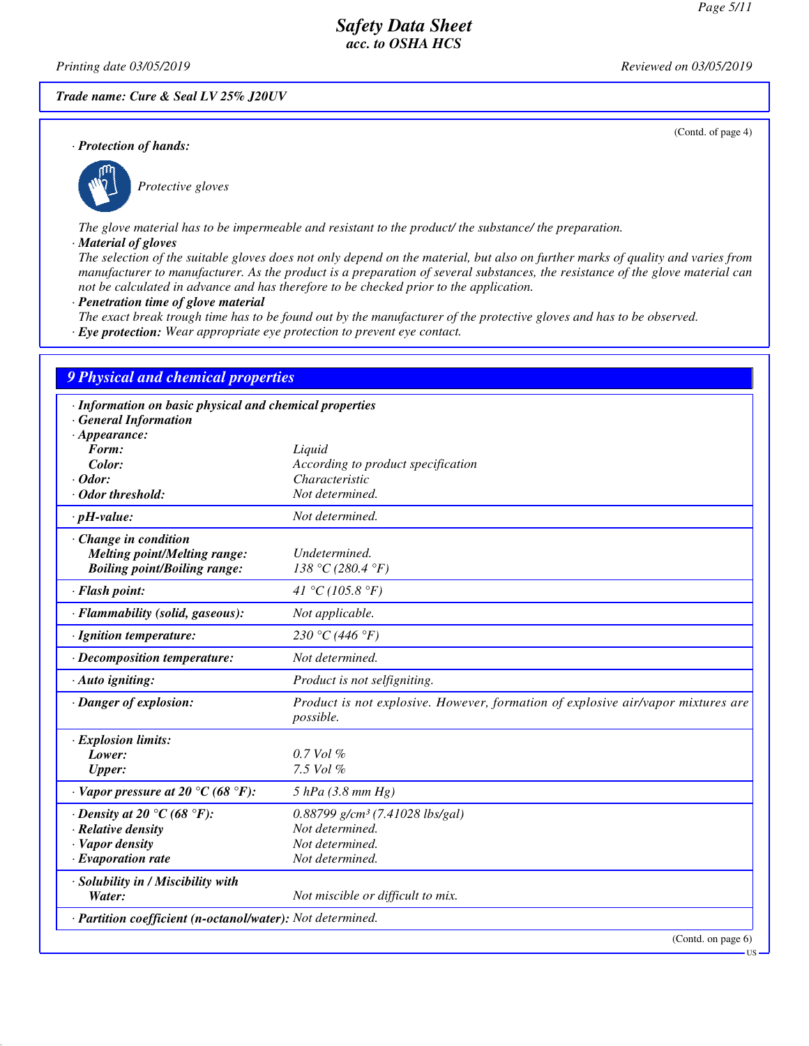Trade name: Cure & Seal LV 25% J20UV

(Contd. of page 4)

· **Protection of hands:**

Protective gloves

The glove material has to be impermeable and resistant to the product/ the substance/ the preparation.

· **Material of gloves**

The selection of the suitable gloves does not only depend on the material, but also on further marks of quality and varies from manufacturer to manufacturer. As the product is a preparation of several substances, the resistance of the glove material can not be calculated in advance and has therefore to be checked prior to the application.

· **Penetration time of glove material**

The exact break trough time has to be found out by the manufacturer of the protective gloves and has to be observed.

· **Eye protection:** Wear appropriate eye protection to prevent eye contact.

## 9 Physical and chemical properties

· **Information on basic physical and chemical properties**

· **General Information**

| Property | Value |
|---|---|
| · **Appearance:** | |
| **Form:** | Liquid |
| **Color:** | According to product specification |
| · **Odor:** | Characteristic |
| · **Odor threshold:** | Not determined. |
| · **pH-value:** | Not determined. |
| · **Change in condition** | |
| **Melting point/Melting range:** | Undetermined. |
| **Boiling point/Boiling range:** | 138 °C (280.4 °F) |
| · **Flash point:** | 41 °C (105.8 °F) |
| · **Flammability (solid, gaseous):** | Not applicable. |
| · **Ignition temperature:** | 230 °C (446 °F) |
| · **Decomposition temperature:** | Not determined. |
| · **Auto igniting:** | Product is not selfigniting. |
| · **Danger of explosion:** | Product is not explosive. However, formation of explosive air/vapor mixtures are possible. |
| · **Explosion limits:** | |
| **Lower:** | 0.7 Vol % |
| **Upper:** | 7.5 Vol % |
| · **Vapor pressure at 20 °C (68 °F):** | 5 hPa (3.8 mm Hg) |
| · **Density at 20 °C (68 °F):** | 0.88799 g/cm³ (7.41028 lbs/gal) |
| · **Relative density** | Not determined. |
| · **Vapor density** | Not determined. |
| · **Evaporation rate** | Not determined. |
| · **Solubility in / Miscibility with** | |
| **Water:** | Not miscible or difficult to mix. |
| · **Partition coefficient (n-octanol/water):** | Not determined. |

(Contd. on page 6)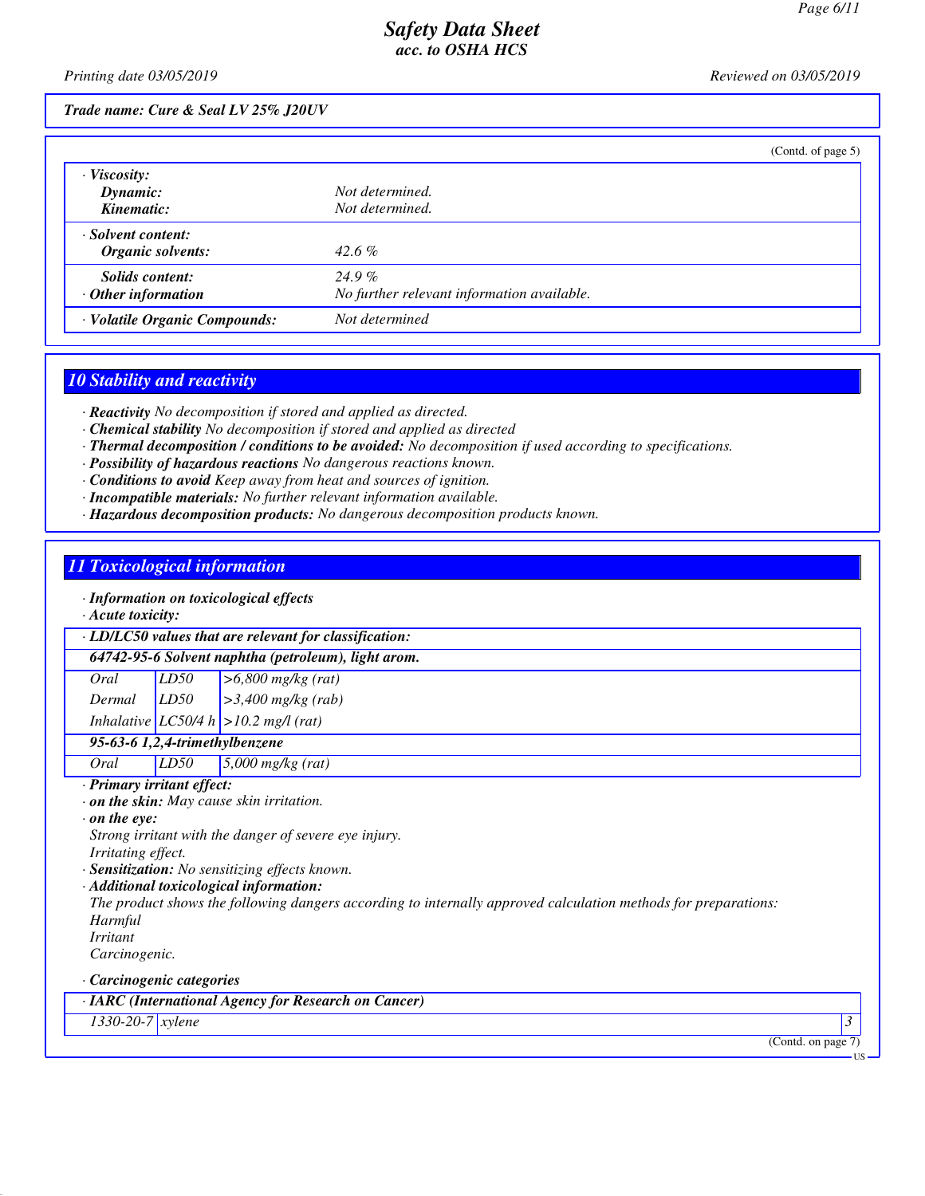*Trade name: Cure & Seal LV 25% J20UV*

(Contd. of page 5)

| | |
|---|---|
| · **Viscosity:** | |
| **Dynamic:** | Not determined. |
| **Kinematic:** | Not determined. |
| · **Solvent content:** | |
| **Organic solvents:** | 42.6 % |
| **Solids content:** | 24.9 % |
| · **Other information** | No further relevant information available. |
| · **Volatile Organic Compounds:** | Not determined |

## 10 Stability and reactivity

- · **Reactivity** No decomposition if stored and applied as directed.
- · **Chemical stability** No decomposition if stored and applied as directed
- · **Thermal decomposition / conditions to be avoided:** No decomposition if used according to specifications.
- · **Possibility of hazardous reactions** No dangerous reactions known.
- · **Conditions to avoid** Keep away from heat and sources of ignition.
- · **Incompatible materials:** No further relevant information available.
- · **Hazardous decomposition products:** No dangerous decomposition products known.

## 11 Toxicological information

· **Information on toxicological effects**
· **Acute toxicity:**

| · **LD/LC50 values that are relevant for classification:** | | |
|---|---|---|
| **64742-95-6 Solvent naphtha (petroleum), light arom.** | | |
| Oral | LD50 | >6,800 mg/kg (rat) |
| Dermal | LD50 | >3,400 mg/kg (rab) |
| Inhalative | LC50/4 h | >10.2 mg/l (rat) |
| **95-63-6 1,2,4-trimethylbenzene** | | |
| Oral | LD50 | 5,000 mg/kg (rat) |

· **Primary irritant effect:**
· **on the skin:** May cause skin irritation.
· **on the eye:**
Strong irritant with the danger of severe eye injury.
Irritating effect.
· **Sensitization:** No sensitizing effects known.
· **Additional toxicological information:**
The product shows the following dangers according to internally approved calculation methods for preparations:
Harmful
Irritant
Carcinogenic.

· **Carcinogenic categories**

| · **IARC (International Agency for Research on Cancer)** | | |
|---|---|---|
| 1330-20-7 | xylene | 3 |

(Contd. on page 7)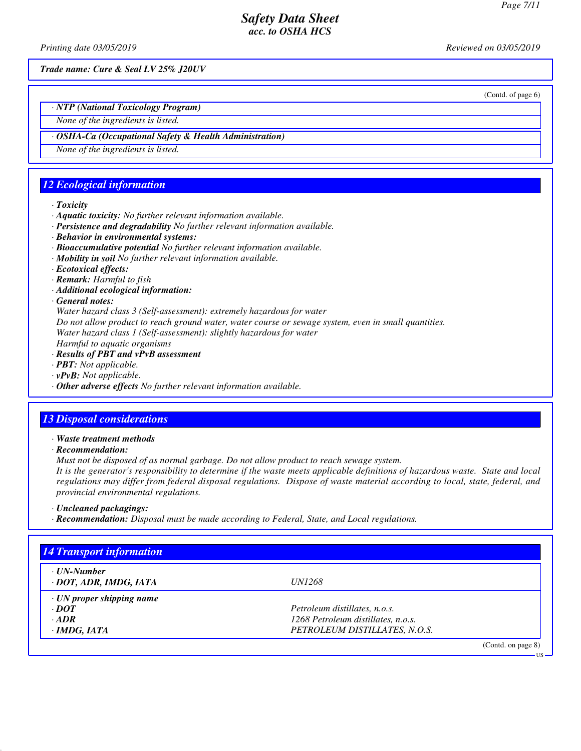*Trade name: Cure & Seal LV 25% J20UV*

(Contd. of page 6)

· **NTP (National Toxicology Program)**

None of the ingredients is listed.

· **OSHA-Ca (Occupational Safety & Health Administration)**

None of the ingredients is listed.

## 12 Ecological information

· **Toxicity**
· **Aquatic toxicity:** No further relevant information available.
· **Persistence and degradability** No further relevant information available.
· **Behavior in environmental systems:**
· **Bioaccumulative potential** No further relevant information available.
· **Mobility in soil** No further relevant information available.
· **Ecotoxical effects:**
· **Remark:** Harmful to fish
· **Additional ecological information:**
· **General notes:**

Water hazard class 3 (Self-assessment): extremely hazardous for water
Do not allow product to reach ground water, water course or sewage system, even in small quantities.
Water hazard class 1 (Self-assessment): slightly hazardous for water
Harmful to aquatic organisms

· **Results of PBT and vPvB assessment**
· **PBT:** Not applicable.
· **vPvB:** Not applicable.
· **Other adverse effects** No further relevant information available.

## 13 Disposal considerations

· **Waste treatment methods**
· **Recommendation:**

Must not be disposed of as normal garbage. Do not allow product to reach sewage system.
It is the generator's responsibility to determine if the waste meets applicable definitions of hazardous waste. State and local regulations may differ from federal disposal regulations. Dispose of waste material according to local, state, federal, and provincial environmental regulations.

· **Uncleaned packagings:**
· **Recommendation:** Disposal must be made according to Federal, State, and Local regulations.

## 14 Transport information

| | |
|---|---|
| · **UN-Number** | |
| · **DOT, ADR, IMDG, IATA** | UN1268 |
| · **UN proper shipping name** | |
| · **DOT** | Petroleum distillates, n.o.s. |
| · **ADR** | 1268 Petroleum distillates, n.o.s. |
| · **IMDG, IATA** | PETROLEUM DISTILLATES, N.O.S. |

(Contd. on page 8)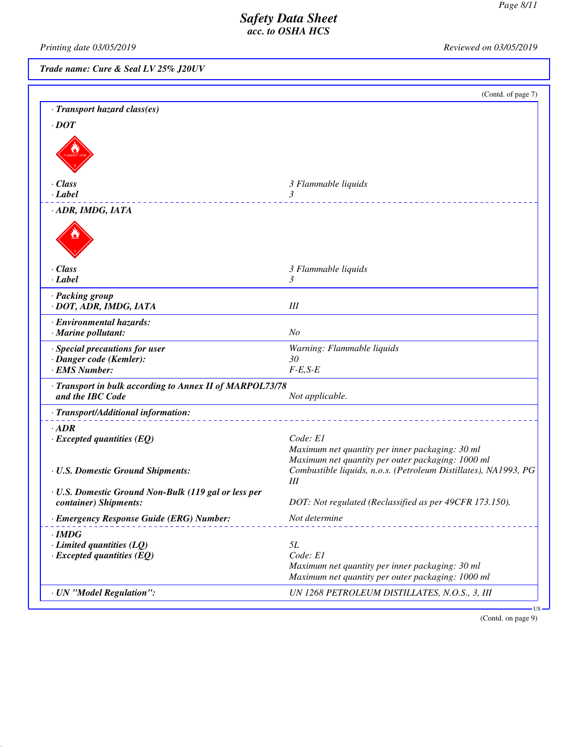# Safety Data Sheet
## acc. to OSHA HCS

Printing date 03/05/2019 | Reviewed on 03/05/2019

**Trade name: Cure & Seal LV 25% J20UV**

(Contd. of page 7)

**· Transport hazard class(es)**

**· DOT**

| | |
|---|---|
| **· Class** | 3 Flammable liquids |
| **· Label** | 3 |

**· ADR, IMDG, IATA**

| | |
|---|---|
| **· Class** | 3 Flammable liquids |
| **· Label** | 3 |

| | |
|---|---|
| **· Packing group** | |
| **· DOT, ADR, IMDG, IATA** | III |
| **· Environmental hazards:** | |
| **· Marine pollutant:** | No |
| **· Special precautions for user** | Warning: Flammable liquids |
| **· Danger code (Kemler):** | 30 |
| **· EMS Number:** | F-E,S-E |
| **· Transport in bulk according to Annex II of MARPOL73/78 and the IBC Code** | Not applicable. |
| **· Transport/Additional information:** | |

**· ADR**

| | |
|---|---|
| **· Excepted quantities (EQ)** | Code: E1<br>Maximum net quantity per inner packaging: 30 ml<br>Maximum net quantity per outer packaging: 1000 ml |
| **· U.S. Domestic Ground Shipments:** | Combustible liquids, n.o.s. (Petroleum Distillates), NA1993, PG III |
| **· U.S. Domestic Ground Non-Bulk (119 gal or less per container) Shipments:** | DOT: Not regulated (Reclassified as per 49CFR 173.150). |
| **· Emergency Response Guide (ERG) Number:** | Not determine |

**· IMDG**

| | |
|---|---|
| **· Limited quantities (LQ)** | 5L |
| **· Excepted quantities (EQ)** | Code: E1<br>Maximum net quantity per inner packaging: 30 ml<br>Maximum net quantity per outer packaging: 1000 ml |
| **· UN "Model Regulation":** | UN 1268 PETROLEUM DISTILLATES, N.O.S., 3, III |

(Contd. on page 9)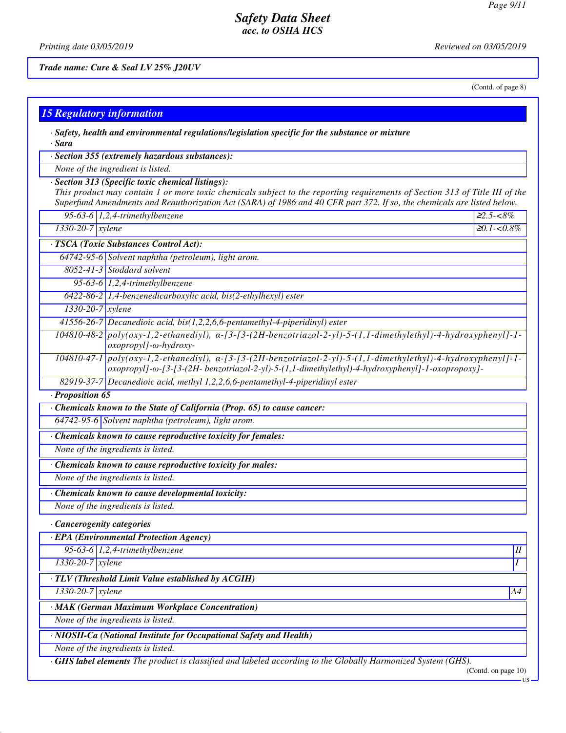**Trade name: Cure & Seal LV 25% J20UV**

(Contd. of page 8)

## 15 Regulatory information

· **Safety, health and environmental regulations/legislation specific for the substance or mixture**

· **Sara**

· **Section 355 (extremely hazardous substances):**

None of the ingredient is listed.

· **Section 313 (Specific toxic chemical listings):**

This product may contain 1 or more toxic chemicals subject to the reporting requirements of Section 313 of Title III of the Superfund Amendments and Reauthorization Act (SARA) of 1986 and 40 CFR part 372. If so, the chemicals are listed below.

| | | |
|---|---|---|
| 95-63-6 | 1,2,4-trimethylbenzene | ≥2.5-<8% |
| 1330-20-7 | xylene | ≥0.1-<0.8% |

· **TSCA (Toxic Substances Control Act):**

| | |
|---|---|
| 64742-95-6 | Solvent naphtha (petroleum), light arom. |
| 8052-41-3 | Stoddard solvent |
| 95-63-6 | 1,2,4-trimethylbenzene |
| 6422-86-2 | 1,4-benzenedicarboxylic acid, bis(2-ethylhexyl) ester |
| 1330-20-7 | xylene |
| 41556-26-7 | Decanedioic acid, bis(1,2,2,6,6-pentamethyl-4-piperidinyl) ester |
| 104810-48-2 | poly(oxy-1,2-ethanediyl), α-[3-[3-(2H-benzotriazol-2-yl)-5-(1,1-dimethylethyl)-4-hydroxyphenyl]-1-oxopropyl]-ω-hydroxy- |
| 104810-47-1 | poly(oxy-1,2-ethanediyl), α-[3-[3-(2H-benzotriazol-2-yl)-5-(1,1-dimethylethyl)-4-hydroxyphenyl]-1-oxopropyl]-ω-[3-[3-(2H- benzotriazol-2-yl)-5-(1,1-dimethylethyl)-4-hydroxyphenyl]-1-oxopropoxy]- |
| 82919-37-7 | Decanedioic acid, methyl 1,2,2,6,6-pentamethyl-4-piperidinyl ester |

· **Proposition 65**

· **Chemicals known to the State of California (Prop. 65) to cause cancer:**

| | |
|---|---|
| 64742-95-6 | Solvent naphtha (petroleum), light arom. |

· **Chemicals known to cause reproductive toxicity for females:**

None of the ingredients is listed.

· **Chemicals known to cause reproductive toxicity for males:**

None of the ingredients is listed.

· **Chemicals known to cause developmental toxicity:**

None of the ingredients is listed.

· **Cancerogenity categories**

· **EPA (Environmental Protection Agency)**

| | | |
|---|---|---|
| 95-63-6 | 1,2,4-trimethylbenzene | II |
| 1330-20-7 | xylene | I |

· **TLV (Threshold Limit Value established by ACGIH)**

| | | |
|---|---|---|
| 1330-20-7 | xylene | A4 |

· **MAK (German Maximum Workplace Concentration)**

None of the ingredients is listed.

· **NIOSH-Ca (National Institute for Occupational Safety and Health)**

None of the ingredients is listed.

· **GHS label elements** The product is classified and labeled according to the Globally Harmonized System (GHS).

(Contd. on page 10)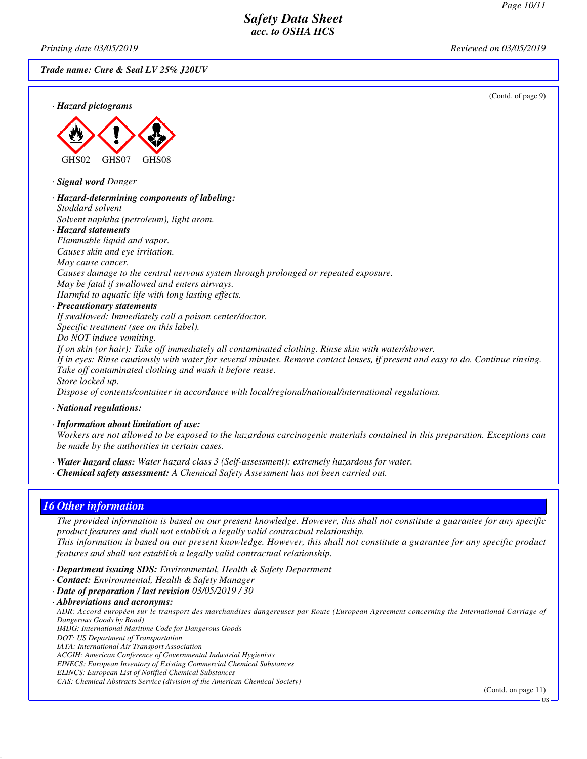**Trade name: Cure & Seal LV 25% J20UV**

(Contd. of page 9)

· **Hazard pictograms**

GHS02 GHS07 GHS08

· **Signal word** *Danger*

· **Hazard-determining components of labeling:**
*Stoddard solvent*
*Solvent naphtha (petroleum), light arom.*

· **Hazard statements**
*Flammable liquid and vapor.*
*Causes skin and eye irritation.*
*May cause cancer.*
*Causes damage to the central nervous system through prolonged or repeated exposure.*
*May be fatal if swallowed and enters airways.*
*Harmful to aquatic life with long lasting effects.*

· **Precautionary statements**
*If swallowed: Immediately call a poison center/doctor.*
*Specific treatment (see on this label).*
*Do NOT induce vomiting.*
*If on skin (or hair): Take off immediately all contaminated clothing. Rinse skin with water/shower.*
*If in eyes: Rinse cautiously with water for several minutes. Remove contact lenses, if present and easy to do. Continue rinsing.*
*Take off contaminated clothing and wash it before reuse.*
*Store locked up.*
*Dispose of contents/container in accordance with local/regional/national/international regulations.*

· **National regulations:**

· **Information about limitation of use:**
*Workers are not allowed to be exposed to the hazardous carcinogenic materials contained in this preparation. Exceptions can be made by the authorities in certain cases.*

· **Water hazard class:** *Water hazard class 3 (Self-assessment): extremely hazardous for water.*
· **Chemical safety assessment:** *A Chemical Safety Assessment has not been carried out.*

## 16 Other information

*The provided information is based on our present knowledge. However, this shall not constitute a guarantee for any specific product features and shall not establish a legally valid contractual relationship.*
*This information is based on our present knowledge. However, this shall not constitute a guarantee for any specific product features and shall not establish a legally valid contractual relationship.*

· **Department issuing SDS:** *Environmental, Health & Safety Department*
· **Contact:** *Environmental, Health & Safety Manager*
· **Date of preparation / last revision** *03/05/2019 / 30*
· **Abbreviations and acronyms:**
*ADR: Accord européen sur le transport des marchandises dangereuses par Route (European Agreement concerning the International Carriage of Dangerous Goods by Road)*
*IMDG: International Maritime Code for Dangerous Goods*
*DOT: US Department of Transportation*
*IATA: International Air Transport Association*
*ACGIH: American Conference of Governmental Industrial Hygienists*
*EINECS: European Inventory of Existing Commercial Chemical Substances*
*ELINCS: European List of Notified Chemical Substances*
*CAS: Chemical Abstracts Service (division of the American Chemical Society)*

(Contd. on page 11)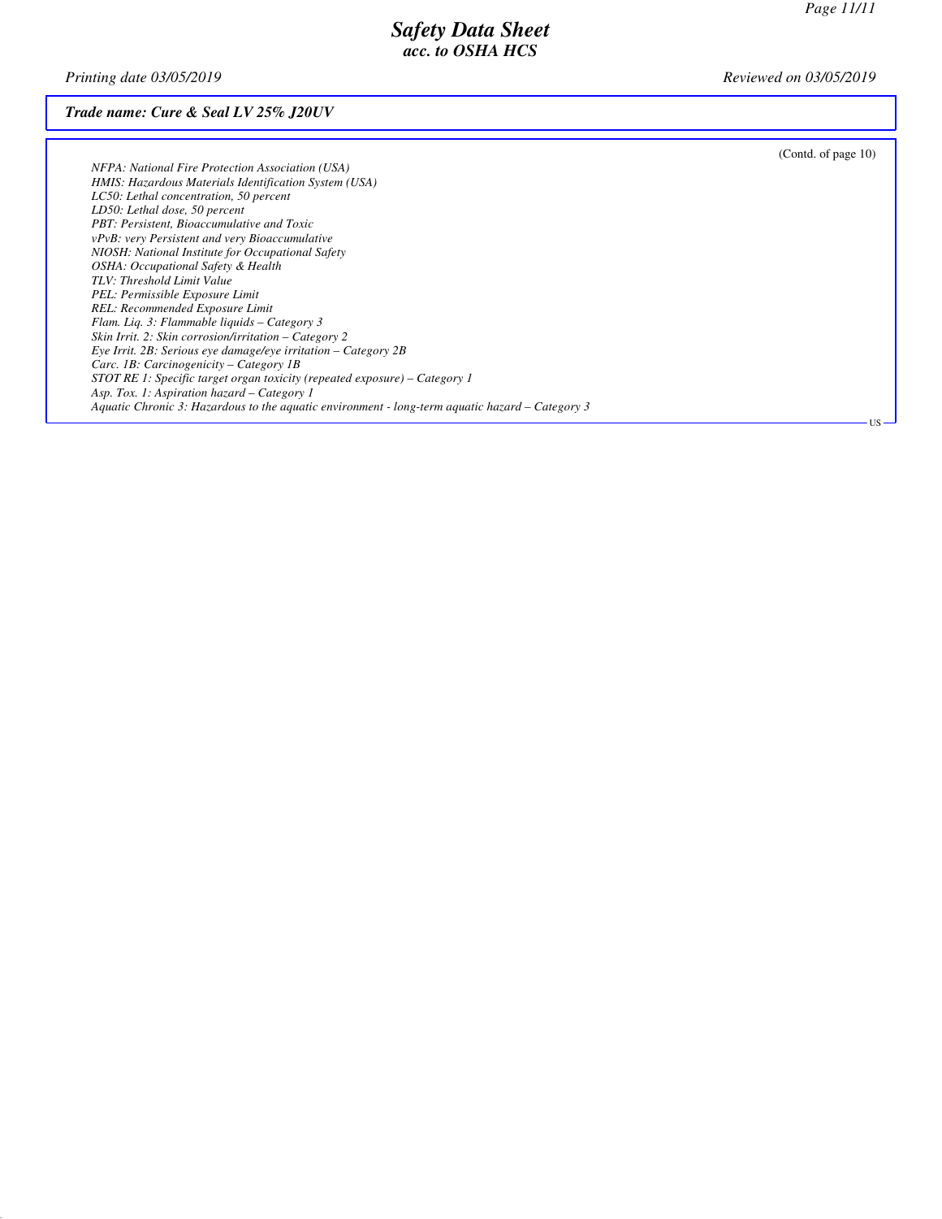## Safety Data Sheet
### acc. to OSHA HCS

*Printing date 03/05/2019* *Reviewed on 03/05/2019*

***Trade name: Cure & Seal LV 25% J20UV***

(Contd. of page 10)

*NFPA: National Fire Protection Association (USA)*
*HMIS: Hazardous Materials Identification System (USA)*
*LC50: Lethal concentration, 50 percent*
*LD50: Lethal dose, 50 percent*
*PBT: Persistent, Bioaccumulative and Toxic*
*vPvB: very Persistent and very Bioaccumulative*
*NIOSH: National Institute for Occupational Safety*
*OSHA: Occupational Safety & Health*
*TLV: Threshold Limit Value*
*PEL: Permissible Exposure Limit*
*REL: Recommended Exposure Limit*
*Flam. Liq. 3: Flammable liquids – Category 3*
*Skin Irrit. 2: Skin corrosion/irritation – Category 2*
*Eye Irrit. 2B: Serious eye damage/eye irritation – Category 2B*
*Carc. 1B: Carcinogenicity – Category 1B*
*STOT RE 1: Specific target organ toxicity (repeated exposure) – Category 1*
*Asp. Tox. 1: Aspiration hazard – Category 1*
*Aquatic Chronic 3: Hazardous to the aquatic environment - long-term aquatic hazard – Category 3*

US